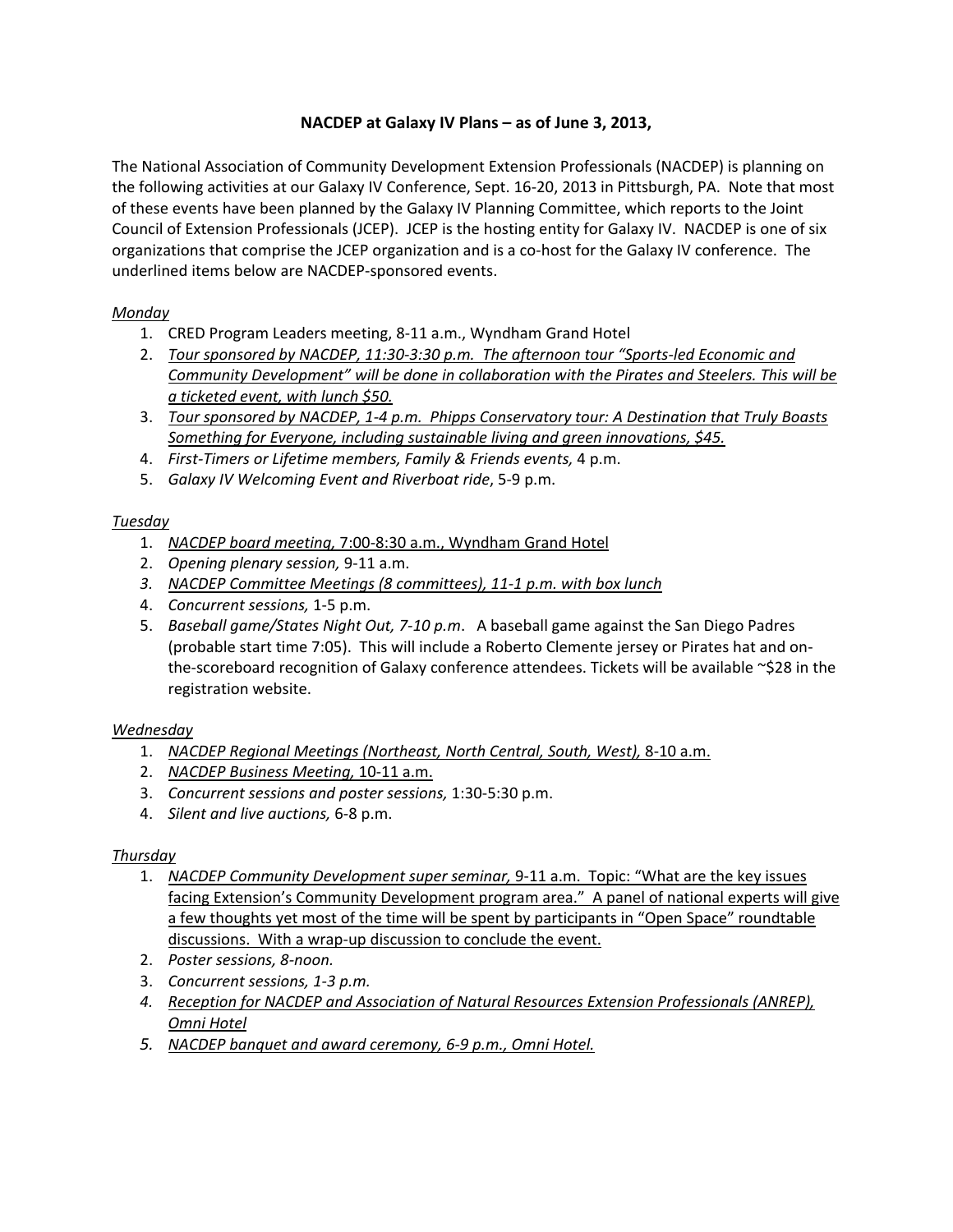**NACDEP at Galaxy IV Plans – as of June 3, 2013,**

The National Association of Community Development Extension Professionals (NACDEP) is planning on the following activities at our Galaxy IV Conference, Sept. 16-20, 2013 in Pittsburgh, PA. Note that most of these events have been planned by the Galaxy IV Planning Committee, which reports to the Joint Council of Extension Professionals (JCEP). JCEP is the hosting entity for Galaxy IV. NACDEP is one of six organizations that comprise the JCEP organization and is a co-host for the Galaxy IV conference. The underlined items below are NACDEP-sponsored events.

*Monday*

1. CRED Program Leaders meeting, 8-11 a.m., Wyndham Grand Hotel
2. *Tour sponsored by NACDEP, 11:30-3:30 p.m. The afternoon tour "Sports-led Economic and Community Development" will be done in collaboration with the Pirates and Steelers. This will be a ticketed event, with lunch $50.*
3. *Tour sponsored by NACDEP, 1-4 p.m. Phipps Conservatory tour: A Destination that Truly Boasts Something for Everyone, including sustainable living and green innovations, $45.*
4. *First-Timers or Lifetime members, Family & Friends events,* 4 p.m.
5. *Galaxy IV Welcoming Event and Riverboat ride*, 5-9 p.m.

*Tuesday*

1. *NACDEP board meeting,* 7:00-8:30 a.m., Wyndham Grand Hotel
2. *Opening plenary session,* 9-11 a.m.
3. *NACDEP Committee Meetings (8 committees), 11-1 p.m. with box lunch*
4. *Concurrent sessions,* 1-5 p.m.
5. *Baseball game/States Night Out, 7-10 p.m*. A baseball game against the San Diego Padres (probable start time 7:05). This will include a Roberto Clemente jersey or Pirates hat and on-the-scoreboard recognition of Galaxy conference attendees. Tickets will be available ~$28 in the registration website.

*Wednesday*

1. *NACDEP Regional Meetings (Northeast, North Central, South, West),* 8-10 a.m.
2. *NACDEP Business Meeting,* 10-11 a.m.
3. *Concurrent sessions and poster sessions,* 1:30-5:30 p.m.
4. *Silent and live auctions,* 6-8 p.m.

*Thursday*

1. *NACDEP Community Development super seminar,* 9-11 a.m. Topic: "What are the key issues facing Extension's Community Development program area." A panel of national experts will give a few thoughts yet most of the time will be spent by participants in "Open Space" roundtable discussions. With a wrap-up discussion to conclude the event.
2. *Poster sessions, 8-noon.*
3. *Concurrent sessions, 1-3 p.m.*
4. *Reception for NACDEP and Association of Natural Resources Extension Professionals (ANREP), Omni Hotel*
5. *NACDEP banquet and award ceremony, 6-9 p.m., Omni Hotel.*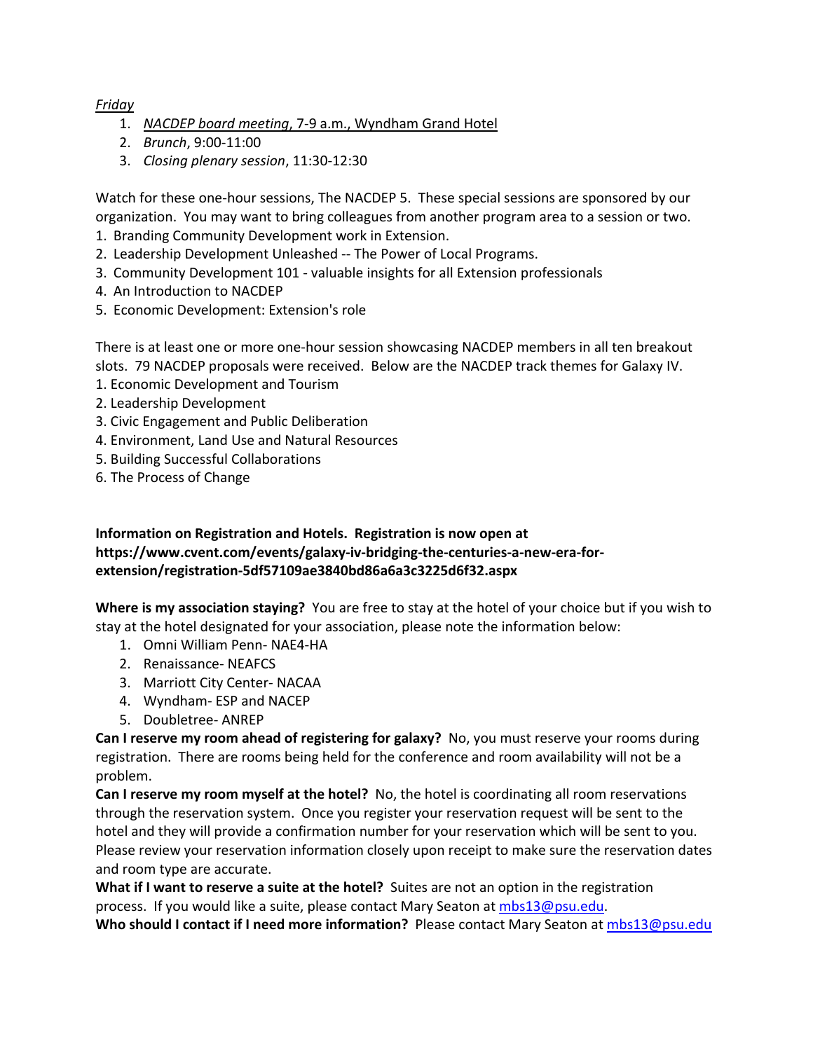*Friday*

1. *NACDEP board meeting*, 7-9 a.m., Wyndham Grand Hotel
2. *Brunch*, 9:00-11:00
3. *Closing plenary session*, 11:30-12:30

Watch for these one-hour sessions, The NACDEP 5. These special sessions are sponsored by our organization. You may want to bring colleagues from another program area to a session or two.

1. Branding Community Development work in Extension.
2. Leadership Development Unleashed -- The Power of Local Programs.
3. Community Development 101 - valuable insights for all Extension professionals
4. An Introduction to NACDEP
5. Economic Development: Extension's role

There is at least one or more one-hour session showcasing NACDEP members in all ten breakout slots. 79 NACDEP proposals were received. Below are the NACDEP track themes for Galaxy IV.

1. Economic Development and Tourism
2. Leadership Development
3. Civic Engagement and Public Deliberation
4. Environment, Land Use and Natural Resources
5. Building Successful Collaborations
6. The Process of Change

**Information on Registration and Hotels. Registration is now open at https://www.cvent.com/events/galaxy-iv-bridging-the-centuries-a-new-era-for-extension/registration-5df57109ae3840bd86a6a3c3225d6f32.aspx**

**Where is my association staying?** You are free to stay at the hotel of your choice but if you wish to stay at the hotel designated for your association, please note the information below:

1. Omni William Penn- NAE4-HA
2. Renaissance- NEAFCS
3. Marriott City Center- NACAA
4. Wyndham- ESP and NACEP
5. Doubletree- ANREP

**Can I reserve my room ahead of registering for galaxy?** No, you must reserve your rooms during registration. There are rooms being held for the conference and room availability will not be a problem.

**Can I reserve my room myself at the hotel?** No, the hotel is coordinating all room reservations through the reservation system. Once you register your reservation request will be sent to the hotel and they will provide a confirmation number for your reservation which will be sent to you. Please review your reservation information closely upon receipt to make sure the reservation dates and room type are accurate.

**What if I want to reserve a suite at the hotel?** Suites are not an option in the registration process. If you would like a suite, please contact Mary Seaton at mbs13@psu.edu.

**Who should I contact if I need more information?** Please contact Mary Seaton at mbs13@psu.edu